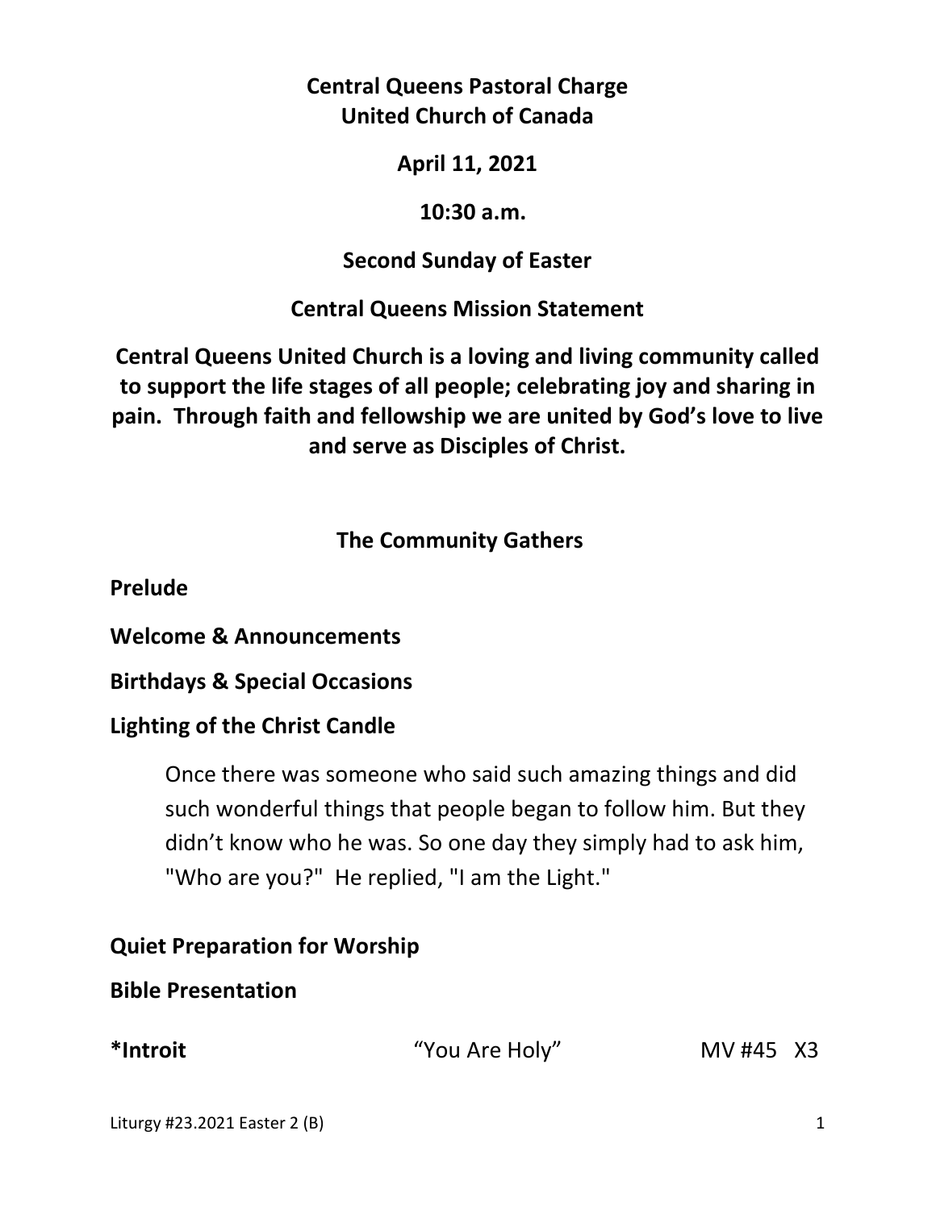**Central Queens Pastoral Charge**
**United Church of Canada**

**April 11, 2021**

**10:30 a.m.**

**Second Sunday of Easter**

**Central Queens Mission Statement**

**Central Queens United Church is a loving and living community called to support the life stages of all people; celebrating joy and sharing in pain. Through faith and fellowship we are united by God's love to live and serve as Disciples of Christ.**

## The Community Gathers

**Prelude**

**Welcome & Announcements**

**Birthdays & Special Occasions**

**Lighting of the Christ Candle**

> Once there was someone who said such amazing things and did such wonderful things that people began to follow him. But they didn't know who he was. So one day they simply had to ask him, "Who are you?" He replied, "I am the Light."

**Quiet Preparation for Worship**

**Bible Presentation**

**\*Introit** "You Are Holy" MV #45 X3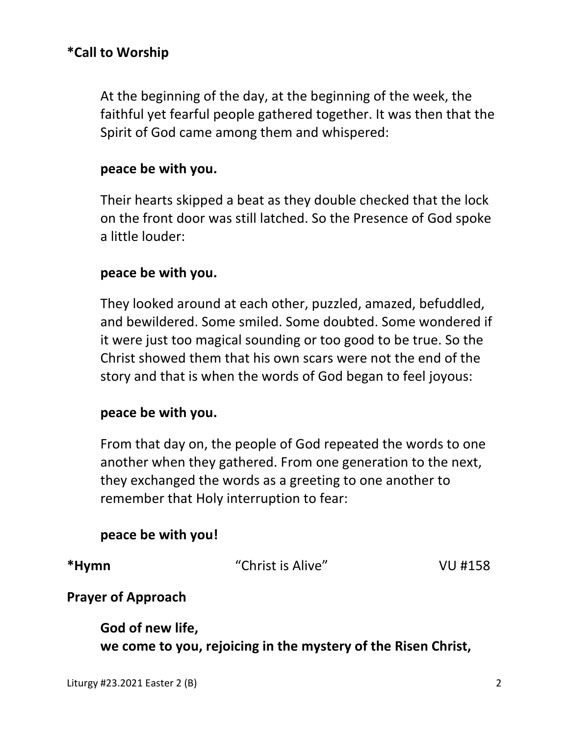**\*Call to Worship**

At the beginning of the day, at the beginning of the week, the faithful yet fearful people gathered together. It was then that the Spirit of God came among them and whispered:

**peace be with you.**

Their hearts skipped a beat as they double checked that the lock on the front door was still latched. So the Presence of God spoke a little louder:

**peace be with you.**

They looked around at each other, puzzled, amazed, befuddled, and bewildered. Some smiled. Some doubted. Some wondered if it were just too magical sounding or too good to be true. So the Christ showed them that his own scars were not the end of the story and that is when the words of God began to feel joyous:

**peace be with you.**

From that day on, the people of God repeated the words to one another when they gathered. From one generation to the next, they exchanged the words as a greeting to one another to remember that Holy interruption to fear:

**peace be with you!**

**\*Hymn** "Christ is Alive" VU #158

**Prayer of Approach**

**God of new life,**
**we come to you, rejoicing in the mystery of the Risen Christ,**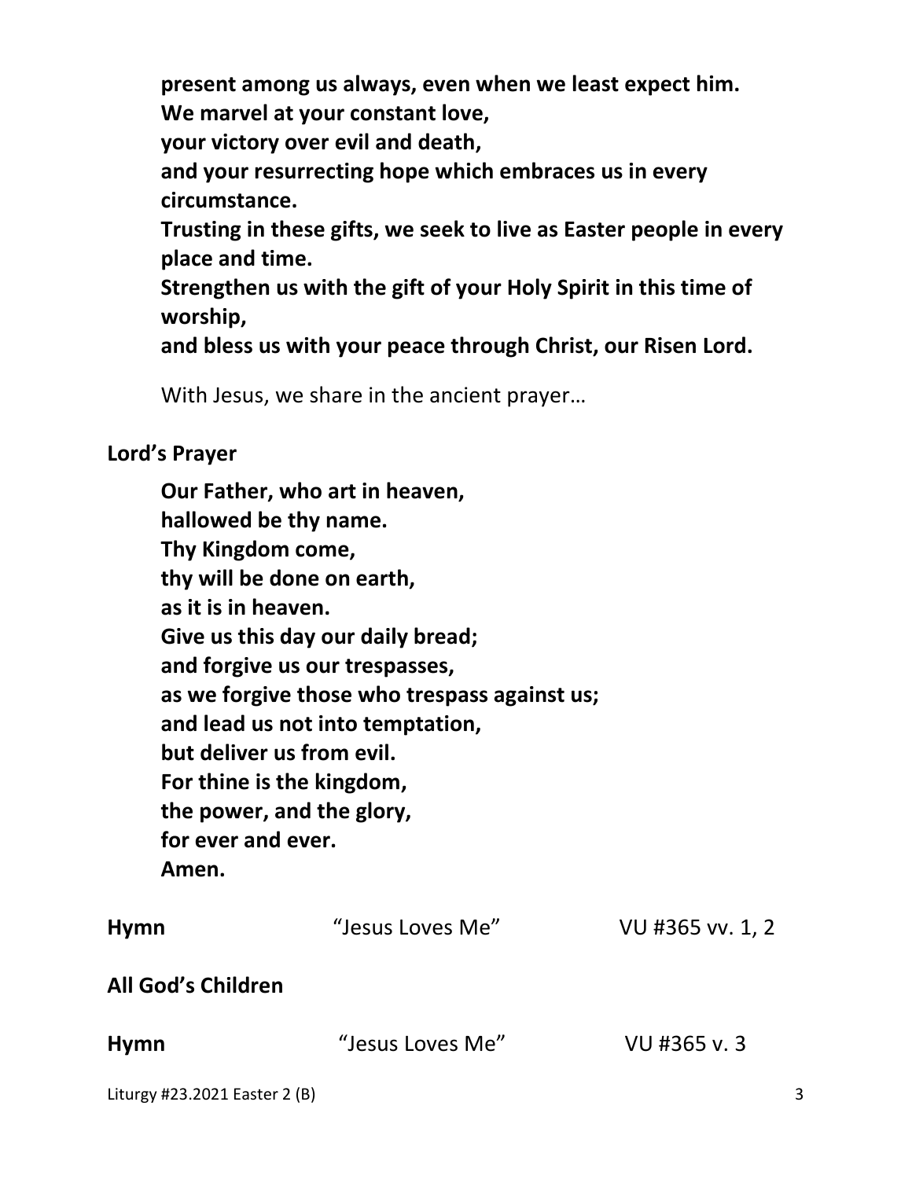**present among us always, even when we least expect him.**
**We marvel at your constant love,**
**your victory over evil and death,**
**and your resurrecting hope which embraces us in every circumstance.**
**Trusting in these gifts, we seek to live as Easter people in every place and time.**
**Strengthen us with the gift of your Holy Spirit in this time of worship,**
**and bless us with your peace through Christ, our Risen Lord.**

With Jesus, we share in the ancient prayer…

**Lord's Prayer**

**Our Father, who art in heaven,**
**hallowed be thy name.**
**Thy Kingdom come,**
**thy will be done on earth,**
**as it is in heaven.**
**Give us this day our daily bread;**
**and forgive us our trespasses,**
**as we forgive those who trespass against us;**
**and lead us not into temptation,**
**but deliver us from evil.**
**For thine is the kingdom,**
**the power, and the glory,**
**for ever and ever.**
**Amen.**

**Hymn** "Jesus Loves Me" VU #365 vv. 1, 2

**All God's Children**

**Hymn** "Jesus Loves Me" VU #365 v. 3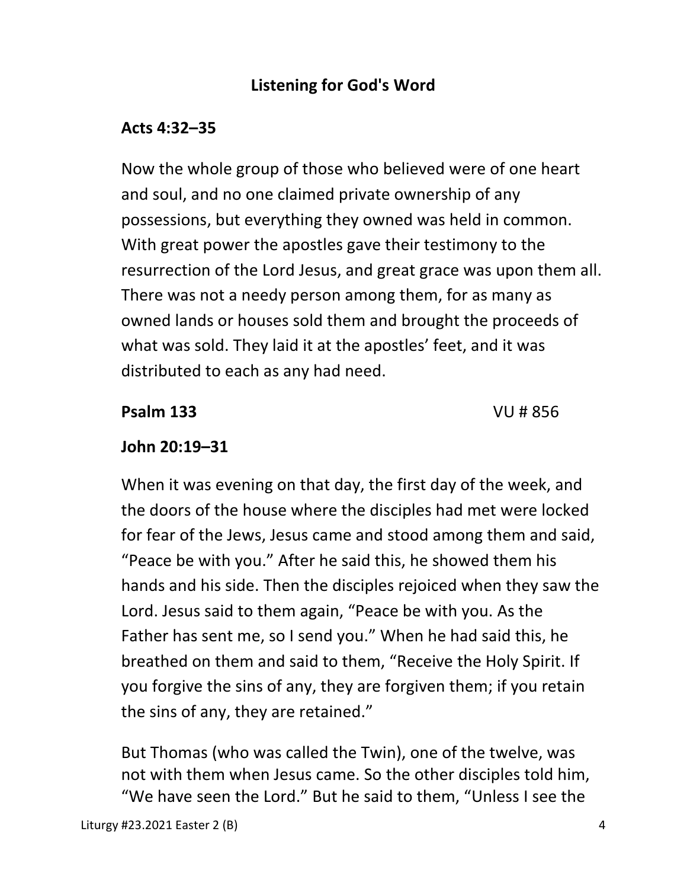## Listening for God's Word

### Acts 4:32–35

Now the whole group of those who believed were of one heart and soul, and no one claimed private ownership of any possessions, but everything they owned was held in common. With great power the apostles gave their testimony to the resurrection of the Lord Jesus, and great grace was upon them all. There was not a needy person among them, for as many as owned lands or houses sold them and brought the proceeds of what was sold. They laid it at the apostles' feet, and it was distributed to each as any had need.

**Psalm 133** VU # 856

### John 20:19–31

When it was evening on that day, the first day of the week, and the doors of the house where the disciples had met were locked for fear of the Jews, Jesus came and stood among them and said, "Peace be with you." After he said this, he showed them his hands and his side. Then the disciples rejoiced when they saw the Lord. Jesus said to them again, "Peace be with you. As the Father has sent me, so I send you." When he had said this, he breathed on them and said to them, "Receive the Holy Spirit. If you forgive the sins of any, they are forgiven them; if you retain the sins of any, they are retained."

But Thomas (who was called the Twin), one of the twelve, was not with them when Jesus came. So the other disciples told him, "We have seen the Lord." But he said to them, "Unless I see the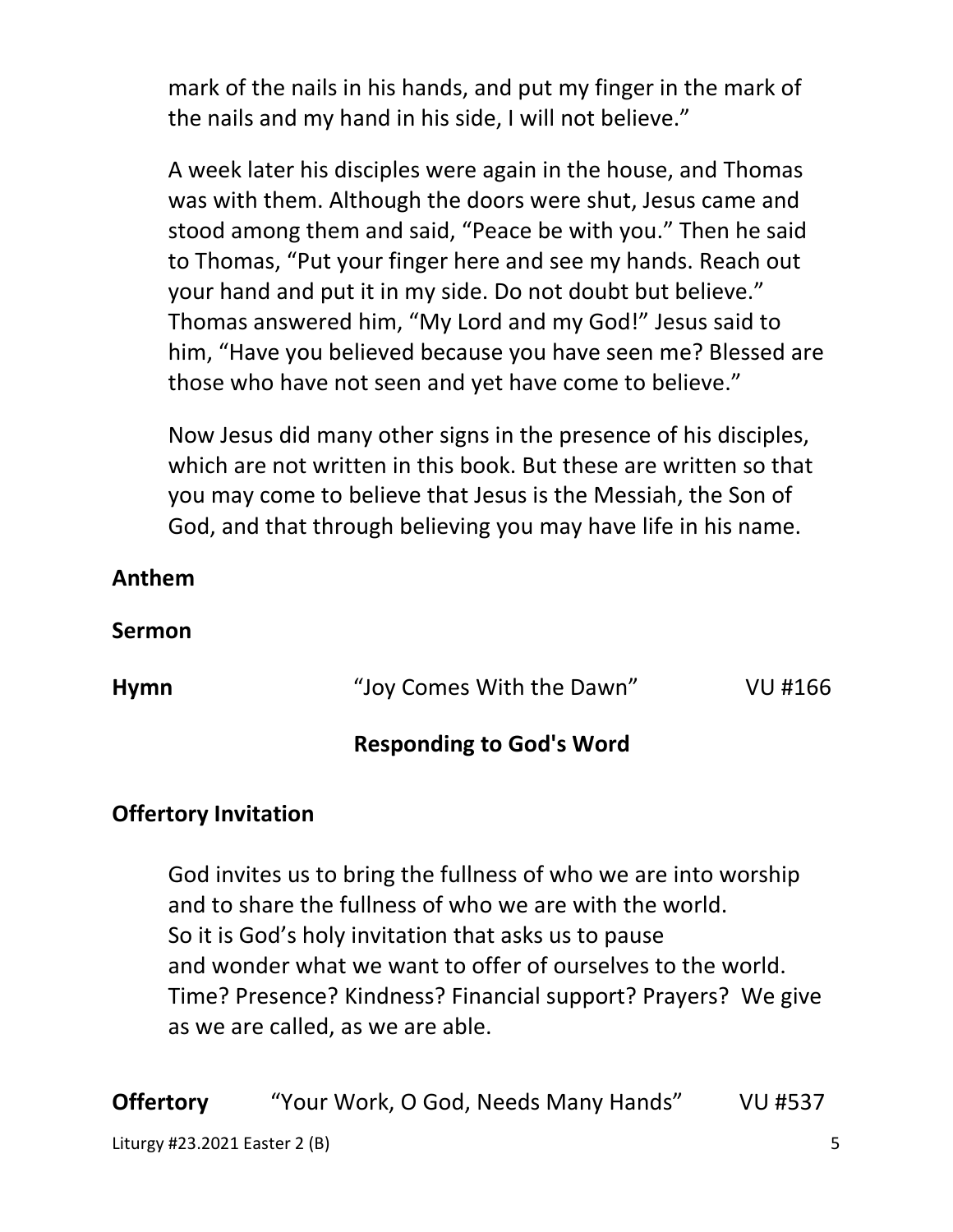mark of the nails in his hands, and put my finger in the mark of the nails and my hand in his side, I will not believe."

A week later his disciples were again in the house, and Thomas was with them. Although the doors were shut, Jesus came and stood among them and said, "Peace be with you." Then he said to Thomas, "Put your finger here and see my hands. Reach out your hand and put it in my side. Do not doubt but believe." Thomas answered him, "My Lord and my God!" Jesus said to him, "Have you believed because you have seen me? Blessed are those who have not seen and yet have come to believe."

Now Jesus did many other signs in the presence of his disciples, which are not written in this book. But these are written so that you may come to believe that Jesus is the Messiah, the Son of God, and that through believing you may have life in his name.

**Anthem**

**Sermon**

**Hymn** "Joy Comes With the Dawn" VU #166

## Responding to God's Word

**Offertory Invitation**

God invites us to bring the fullness of who we are into worship
and to share the fullness of who we are with the world.
So it is God's holy invitation that asks us to pause
and wonder what we want to offer of ourselves to the world.
Time? Presence? Kindness? Financial support? Prayers? We give as we are called, as we are able.

**Offertory** "Your Work, O God, Needs Many Hands" VU #537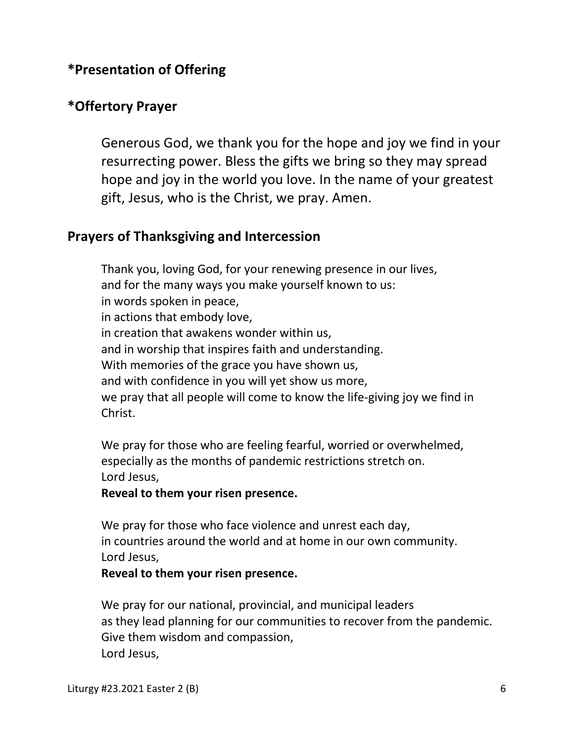## *Presentation of Offering

## *Offertory Prayer

Generous God, we thank you for the hope and joy we find in your resurrecting power. Bless the gifts we bring so they may spread hope and joy in the world you love. In the name of your greatest gift, Jesus, who is the Christ, we pray. Amen.

## Prayers of Thanksgiving and Intercession

Thank you, loving God, for your renewing presence in our lives,  
and for the many ways you make yourself known to us:  
in words spoken in peace,  
in actions that embody love,  
in creation that awakens wonder within us,  
and in worship that inspires faith and understanding.  
With memories of the grace you have shown us,  
and with confidence in you will yet show us more,  
we pray that all people will come to know the life-giving joy we find in Christ.

We pray for those who are feeling fearful, worried or overwhelmed,  
especially as the months of pandemic restrictions stretch on.  
Lord Jesus,  
**Reveal to them your risen presence.**

We pray for those who face violence and unrest each day,  
in countries around the world and at home in our own community.  
Lord Jesus,  
**Reveal to them your risen presence.**

We pray for our national, provincial, and municipal leaders  
as they lead planning for our communities to recover from the pandemic.  
Give them wisdom and compassion,  
Lord Jesus,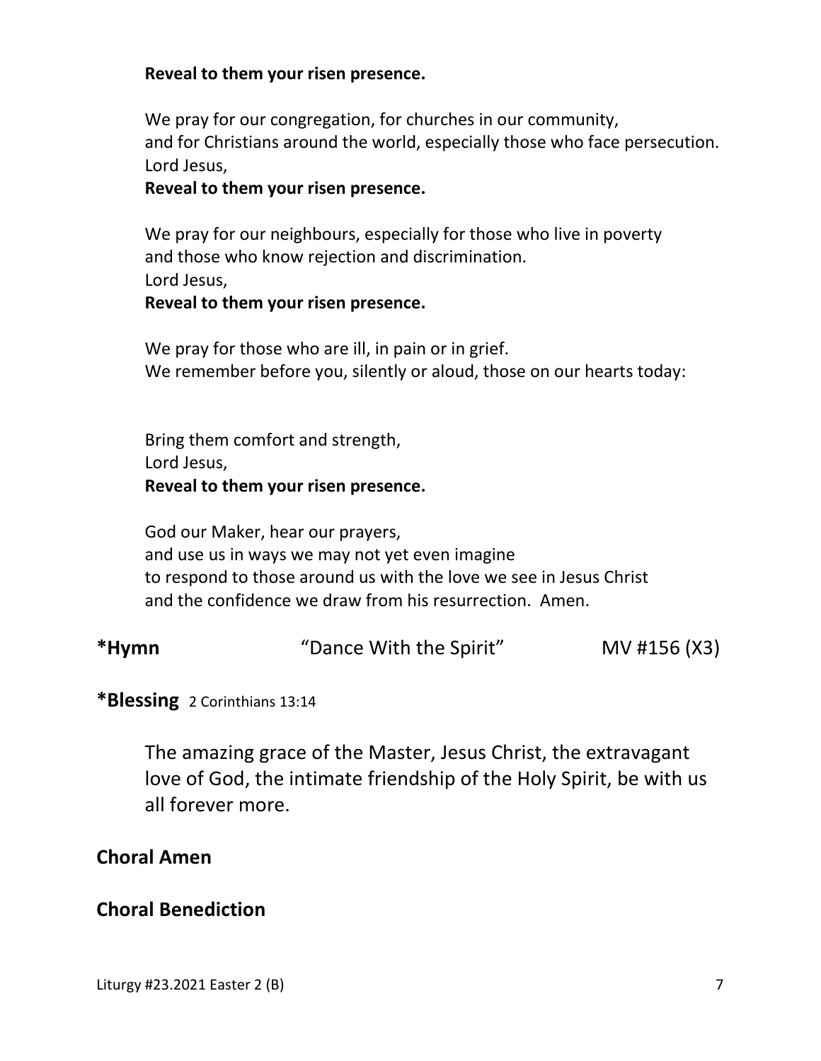**Reveal to them your risen presence.**

We pray for our congregation, for churches in our community,
and for Christians around the world, especially those who face persecution.
Lord Jesus,
**Reveal to them your risen presence.**

We pray for our neighbours, especially for those who live in poverty
and those who know rejection and discrimination.
Lord Jesus,
**Reveal to them your risen presence.**

We pray for those who are ill, in pain or in grief.
We remember before you, silently or aloud, those on our hearts today:

Bring them comfort and strength,
Lord Jesus,
**Reveal to them your risen presence.**

God our Maker, hear our prayers,
and use us in ways we may not yet even imagine
to respond to those around us with the love we see in Jesus Christ
and the confidence we draw from his resurrection. Amen.

**\*Hymn** "Dance With the Spirit" MV #156 (X3)

**\*Blessing** 2 Corinthians 13:14

The amazing grace of the Master, Jesus Christ, the extravagant love of God, the intimate friendship of the Holy Spirit, be with us all forever more.

**Choral Amen**

**Choral Benediction**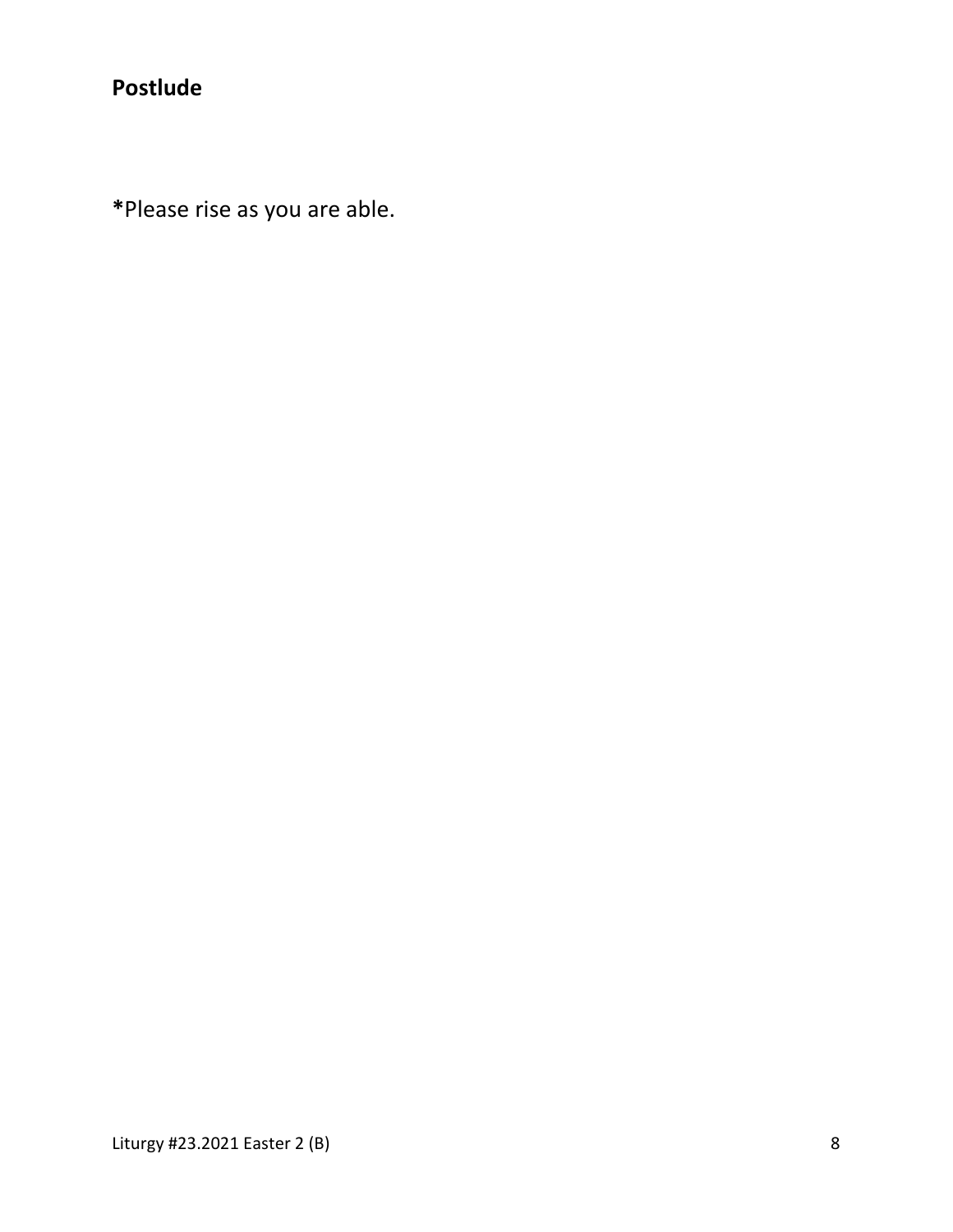**Postlude**

***Please rise as you are able.**

**Postlude**

**\***Please rise as you are able.

**Postlude**

*Please rise as you are able.